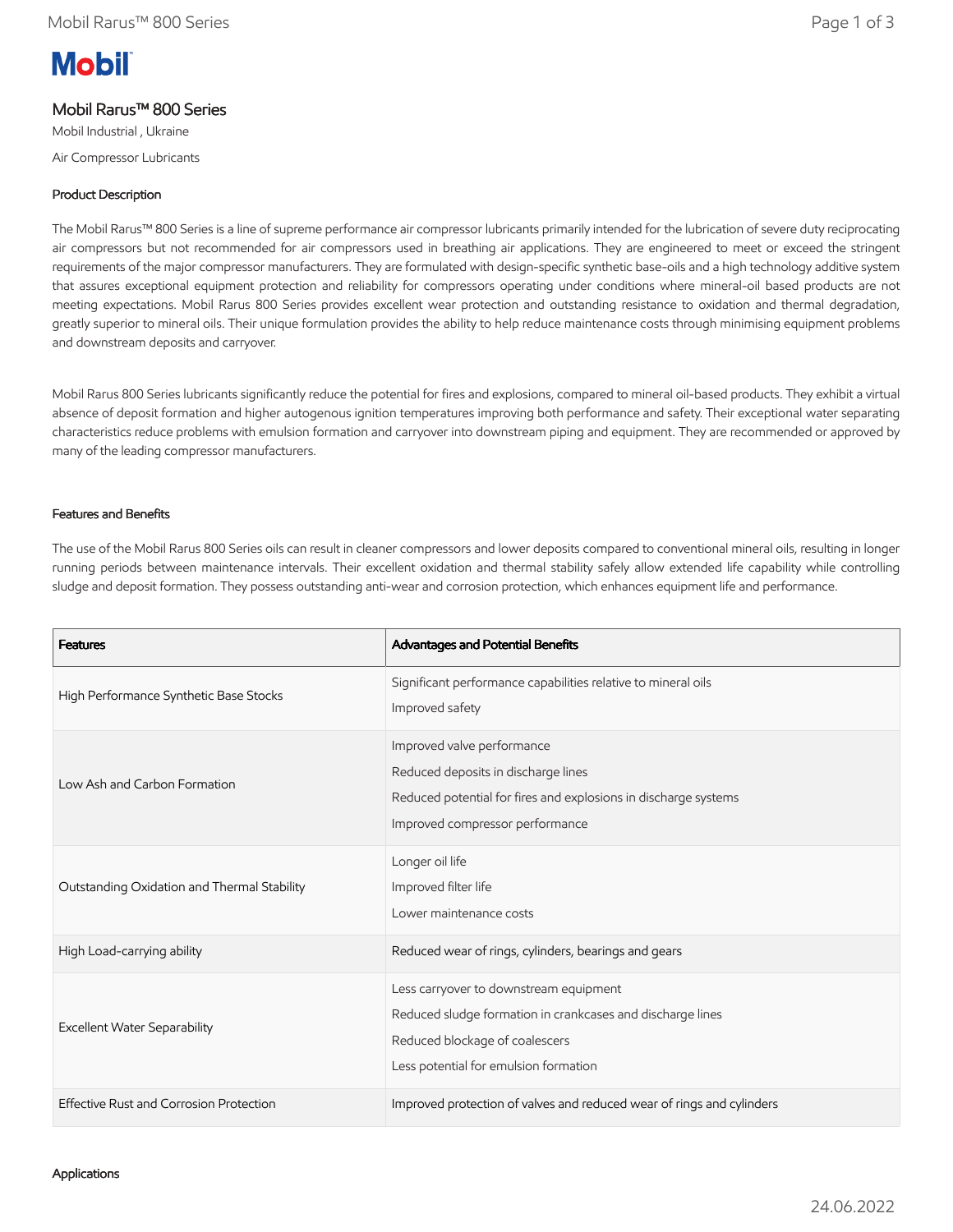Mobil

# Mobil Rarus™ 800 Series

Mobil Industrial , Ukraine

Air Compressor Lubricants

## Product Description

The Mobil Rarus™ 800 Series is a line of supreme performance air compressor lubricants primarily intended for the lubrication of severe duty reciprocating air compressors but not recommended for air compressors used in breathing air applications. They are engineered to meet or exceed the stringent requirements of the major compressor manufacturers. They are formulated with design-specific synthetic base-oils and a high technology additive system that assures exceptional equipment protection and reliability for compressors operating under conditions where mineral-oil based products are not meeting expectations. Mobil Rarus 800 Series provides excellent wear protection and outstanding resistance to oxidation and thermal degradation, greatly superior to mineral oils. Their unique formulation provides the ability to help reduce maintenance costs through minimising equipment problems and downstream deposits and carryover.

Mobil Rarus 800 Series lubricants significantly reduce the potential for fires and explosions, compared to mineral oil-based products. They exhibit a virtual absence of deposit formation and higher autogenous ignition temperatures improving both performance and safety. Their exceptional water separating characteristics reduce problems with emulsion formation and carryover into downstream piping and equipment. They are recommended or approved by many of the leading compressor manufacturers.

## Features and Benefits

The use of the Mobil Rarus 800 Series oils can result in cleaner compressors and lower deposits compared to conventional mineral oils, resulting in longer running periods between maintenance intervals. Their excellent oxidation and thermal stability safely allow extended life capability while controlling sludge and deposit formation. They possess outstanding anti-wear and corrosion protection, which enhances equipment life and performance.

| Features | Advantages and Potential Benefits |
|---|---|
| High Performance Synthetic Base Stocks | Significant performance capabilities relative to mineral oils<br>Improved safety |
| Low Ash and Carbon Formation | Improved valve performance<br>Reduced deposits in discharge lines<br>Reduced potential for fires and explosions in discharge systems<br>Improved compressor performance |
| Outstanding Oxidation and Thermal Stability | Longer oil life<br>Improved filter life<br>Lower maintenance costs |
| High Load-carrying ability | Reduced wear of rings, cylinders, bearings and gears |
| Excellent Water Separability | Less carryover to downstream equipment<br>Reduced sludge formation in crankcases and discharge lines<br>Reduced blockage of coalescers<br>Less potential for emulsion formation |
| Effective Rust and Corrosion Protection | Improved protection of valves and reduced wear of rings and cylinders |

## Applications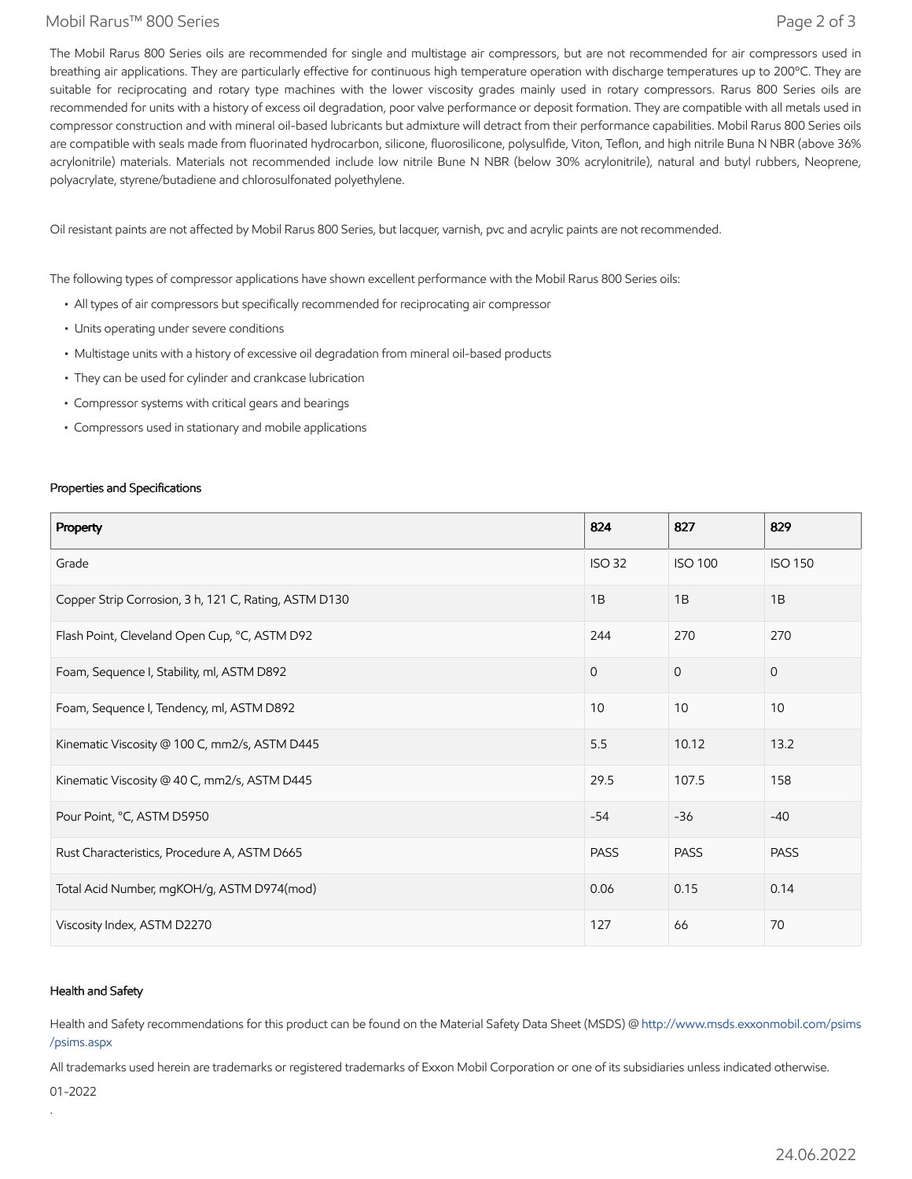The Mobil Rarus 800 Series oils are recommended for single and multistage air compressors, but are not recommended for air compressors used in breathing air applications. They are particularly effective for continuous high temperature operation with discharge temperatures up to 200ºC. They are suitable for reciprocating and rotary type machines with the lower viscosity grades mainly used in rotary compressors. Rarus 800 Series oils are recommended for units with a history of excess oil degradation, poor valve performance or deposit formation. They are compatible with all metals used in compressor construction and with mineral oil-based lubricants but admixture will detract from their performance capabilities. Mobil Rarus 800 Series oils are compatible with seals made from fluorinated hydrocarbon, silicone, fluorosilicone, polysulfide, Viton, Teflon, and high nitrile Buna N NBR (above 36% acrylonitrile) materials. Materials not recommended include low nitrile Bune N NBR (below 30% acrylonitrile), natural and butyl rubbers, Neoprene, polyacrylate, styrene/butadiene and chlorosulfonated polyethylene.

Oil resistant paints are not affected by Mobil Rarus 800 Series, but lacquer, varnish, pvc and acrylic paints are not recommended.

The following types of compressor applications have shown excellent performance with the Mobil Rarus 800 Series oils:

- All types of air compressors but specifically recommended for reciprocating air compressor
- Units operating under severe conditions
- Multistage units with a history of excessive oil degradation from mineral oil-based products
- They can be used for cylinder and crankcase lubrication
- Compressor systems with critical gears and bearings
- Compressors used in stationary and mobile applications

### Properties and Specifications

| Property | 824 | 827 | 829 |
|---|---|---|---|
| Grade | ISO 32 | ISO 100 | ISO 150 |
| Copper Strip Corrosion, 3 h, 121 C, Rating, ASTM D130 | 1B | 1B | 1B |
| Flash Point, Cleveland Open Cup, °C, ASTM D92 | 244 | 270 | 270 |
| Foam, Sequence I, Stability, ml, ASTM D892 | 0 | 0 | 0 |
| Foam, Sequence I, Tendency, ml, ASTM D892 | 10 | 10 | 10 |
| Kinematic Viscosity @ 100 C, mm2/s, ASTM D445 | 5.5 | 10.12 | 13.2 |
| Kinematic Viscosity @ 40 C, mm2/s, ASTM D445 | 29.5 | 107.5 | 158 |
| Pour Point, °C, ASTM D5950 | -54 | -36 | -40 |
| Rust Characteristics, Procedure A, ASTM D665 | PASS | PASS | PASS |
| Total Acid Number, mgKOH/g, ASTM D974(mod) | 0.06 | 0.15 | 0.14 |
| Viscosity Index, ASTM D2270 | 127 | 66 | 70 |

### Health and Safety

Health and Safety recommendations for this product can be found on the Material Safety Data Sheet (MSDS) @ http://www.msds.exxonmobil.com/psims/psims.aspx

All trademarks used herein are trademarks or registered trademarks of Exxon Mobil Corporation or one of its subsidiaries unless indicated otherwise.

01-2022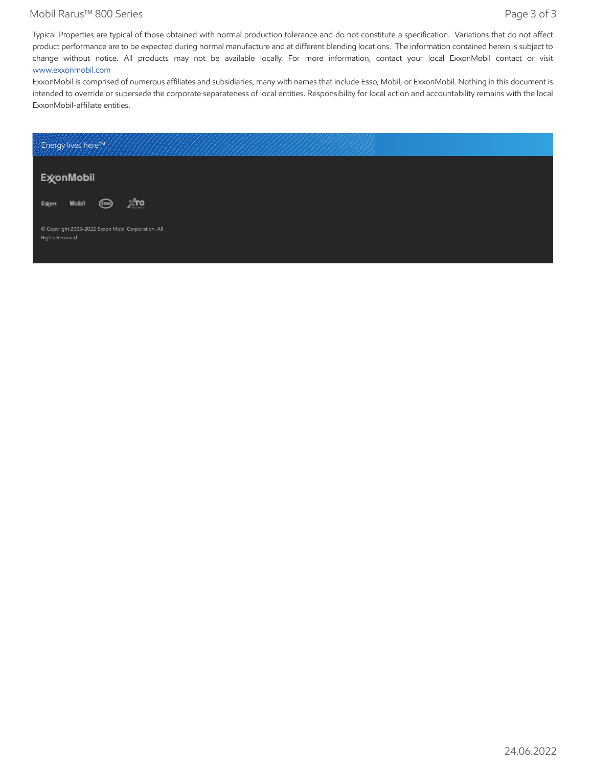Typical Properties are typical of those obtained with normal production tolerance and do not constitute a specification. Variations that do not affect product performance are to be expected during normal manufacture and at different blending locations. The information contained herein is subject to change without notice. All products may not be available locally. For more information, contact your local ExxonMobil contact or visit www.exxonmobil.com

ExxonMobil is comprised of numerous affiliates and subsidiaries, many with names that include Esso, Mobil, or ExxonMobil. Nothing in this document is intended to override or supersede the corporate separateness of local entities. Responsibility for local action and accountability remains with the local ExxonMobil-affiliate entities.

Energy lives here™

ExxonMobil

Exxon Mobil Esso XTO

© Copyright 2003-2022 Exxon Mobil Corporation. All Rights Reserved

24.06.2022